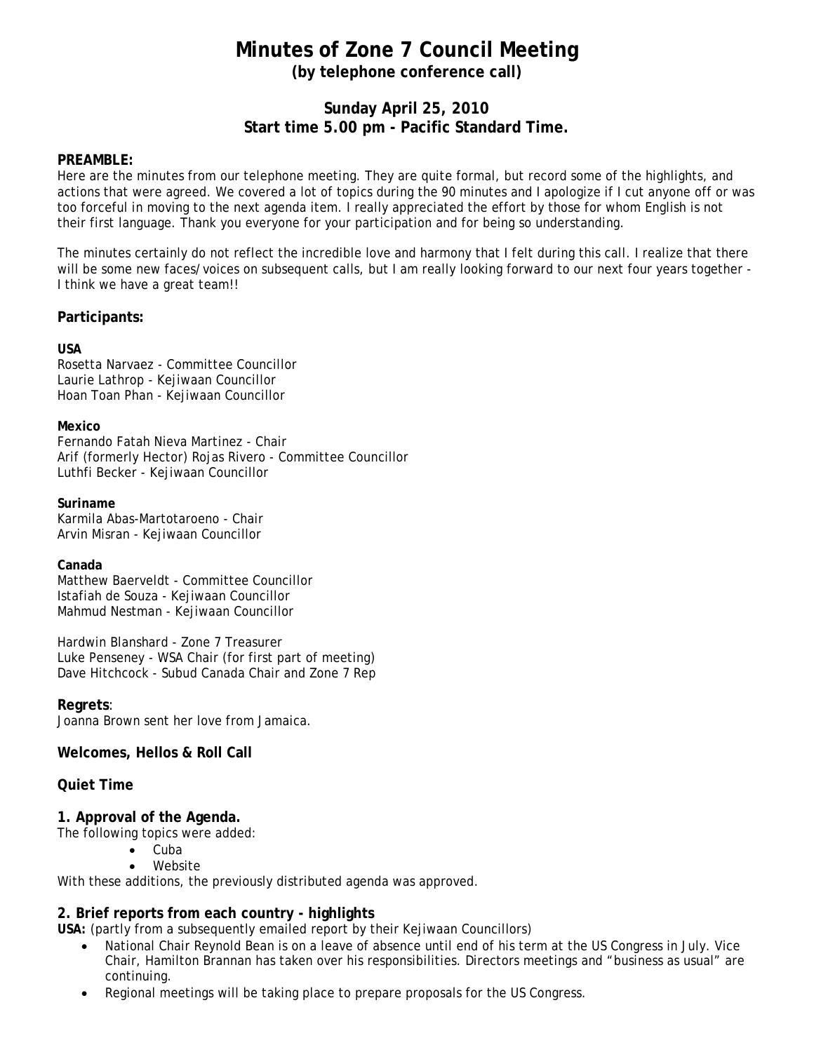# Minutes of Zone 7 Council Meeting

**(by telephone conference call)**

## Sunday April 25, 2010
## Start time 5.00 pm - Pacific Standard Time.

**PREAMBLE:**
Here are the minutes from our telephone meeting. They are quite formal, but record some of the highlights, and actions that were agreed. We covered a lot of topics during the 90 minutes and I apologize if I cut anyone off or was too forceful in moving to the next agenda item. I really appreciated the effort by those for whom English is not their first language. Thank you everyone for your participation and for being so understanding.

The minutes certainly do not reflect the incredible love and harmony that I felt during this call. I realize that there will be some new faces/voices on subsequent calls, but I am really looking forward to our next four years together - I think we have a great team!!

### Participants:

**USA**
Rosetta Narvaez - Committee Councillor
Laurie Lathrop - Kejiwaan Councillor
Hoan Toan Phan - Kejiwaan Councillor

**Mexico**
Fernando Fatah Nieva Martinez - Chair
Arif (formerly Hector) Rojas Rivero - Committee Councillor
Luthfi Becker - Kejiwaan Councillor

**Suriname**
Karmila Abas-Martotaroeno - Chair
Arvin Misran - Kejiwaan Councillor

**Canada**
Matthew Baerveldt - Committee Councillor
Istafiah de Souza - Kejiwaan Councillor
Mahmud Nestman - Kejiwaan Councillor

Hardwin Blanshard - Zone 7 Treasurer
Luke Penseney - WSA Chair (for first part of meeting)
Dave Hitchcock - Subud Canada Chair and Zone 7 Rep

**Regrets**:
Joanna Brown sent her love from Jamaica.

### Welcomes, Hellos & Roll Call

### Quiet Time

### 1. Approval of the Agenda.

The following topics were added:

- Cuba
- Website

With these additions, the previously distributed agenda was approved.

### 2. Brief reports from each country - highlights

**USA:** (partly from a subsequently emailed report by their Kejiwaan Councillors)

- National Chair Reynold Bean is on a leave of absence until end of his term at the US Congress in July. Vice Chair, Hamilton Brannan has taken over his responsibilities. Directors meetings and "business as usual" are continuing.
- Regional meetings will be taking place to prepare proposals for the US Congress.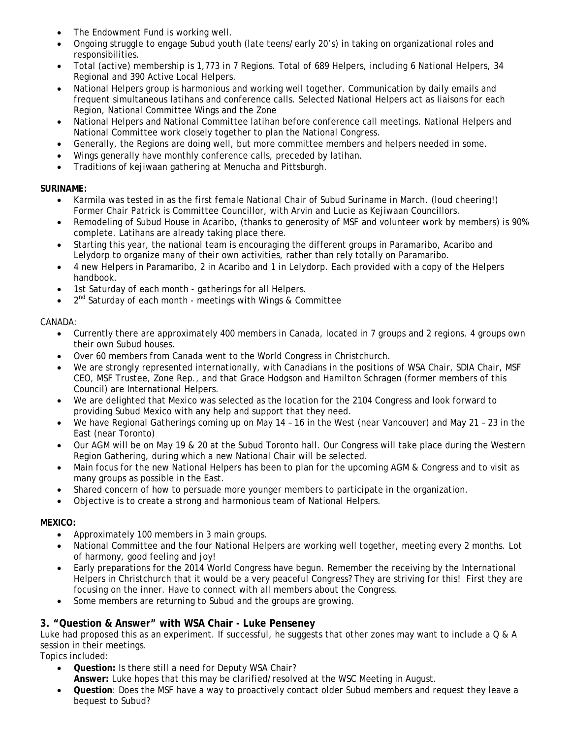- The Endowment Fund is working well.
- Ongoing struggle to engage Subud youth (late teens/early 20's) in taking on organizational roles and responsibilities.
- Total (active) membership is 1,773 in 7 Regions. Total of 689 Helpers, including 6 National Helpers, 34 Regional and 390 Active Local Helpers.
- National Helpers group is harmonious and working well together. Communication by daily emails and frequent simultaneous latihans and conference calls. Selected National Helpers act as liaisons for each Region, National Committee Wings and the Zone
- National Helpers and National Committee latihan before conference call meetings. National Helpers and National Committee work closely together to plan the National Congress.
- Generally, the Regions are doing well, but more committee members and helpers needed in some.
- Wings generally have monthly conference calls, preceded by latihan.
- Traditions of kejiwaan gathering at Menucha and Pittsburgh.

**SURINAME:**

- Karmila was tested in as the first female National Chair of Subud Suriname in March. (loud cheering!) Former Chair Patrick is Committee Councillor, with Arvin and Lucie as Kejiwaan Councillors.
- Remodeling of Subud House in Acaribo, (thanks to generosity of MSF and volunteer work by members) is 90% complete. Latihans are already taking place there.
- Starting this year, the national team is encouraging the different groups in Paramaribo, Acaribo and Lelydorp to organize many of their own activities, rather than rely totally on Paramaribo.
- 4 new Helpers in Paramaribo, 2 in Acaribo and 1 in Lelydorp. Each provided with a copy of the Helpers handbook.
- 1st Saturday of each month - gatherings for all Helpers.
- 2nd Saturday of each month - meetings with Wings & Committee

CANADA:

- Currently there are approximately 400 members in Canada, located in 7 groups and 2 regions. 4 groups own their own Subud houses.
- Over 60 members from Canada went to the World Congress in Christchurch.
- We are strongly represented internationally, with Canadians in the positions of WSA Chair, SDIA Chair, MSF CEO, MSF Trustee, Zone Rep., and that Grace Hodgson and Hamilton Schragen (former members of this Council) are International Helpers.
- We are delighted that Mexico was selected as the location for the 2104 Congress and look forward to providing Subud Mexico with any help and support that they need.
- We have Regional Gatherings coming up on May 14 – 16 in the West (near Vancouver) and May 21 – 23 in the East (near Toronto)
- Our AGM will be on May 19 & 20 at the Subud Toronto hall. Our Congress will take place during the Western Region Gathering, during which a new National Chair will be selected.
- Main focus for the new National Helpers has been to plan for the upcoming AGM & Congress and to visit as many groups as possible in the East.
- Shared concern of how to persuade more younger members to participate in the organization.
- Objective is to create a strong and harmonious team of National Helpers.

**MEXICO:**

- Approximately 100 members in 3 main groups.
- National Committee and the four National Helpers are working well together, meeting every 2 months. Lot of harmony, good feeling and joy!
- Early preparations for the 2014 World Congress have begun. Remember the receiving by the International Helpers in Christchurch that it would be a very peaceful Congress? They are striving for this! First they are focusing on the inner. Have to connect with all members about the Congress.
- Some members are returning to Subud and the groups are growing.

## 3. "Question & Answer" with WSA Chair - Luke Penseney

Luke had proposed this as an experiment. If successful, he suggests that other zones may want to include a Q & A session in their meetings.

Topics included:

- **Question:** Is there still a need for Deputy WSA Chair?
  **Answer:** Luke hopes that this may be clarified/resolved at the WSC Meeting in August.
- **Question**: Does the MSF have a way to proactively contact older Subud members and request they leave a bequest to Subud?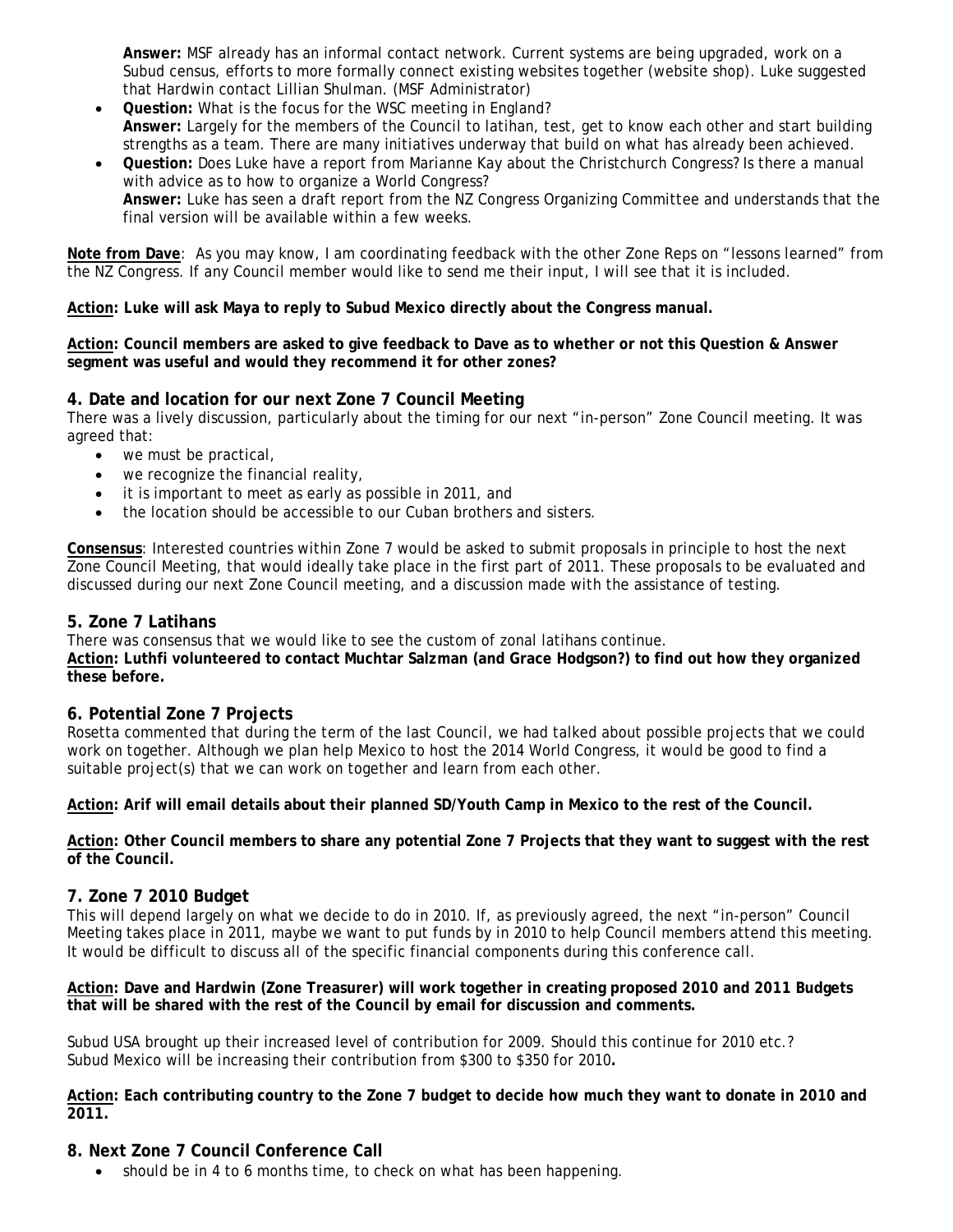**Answer:** MSF already has an informal contact network. Current systems are being upgraded, work on a Subud census, efforts to more formally connect existing websites together (website shop). Luke suggested that Hardwin contact Lillian Shulman. (MSF Administrator)

- **Question:** What is the focus for the WSC meeting in England?
  **Answer:** Largely for the members of the Council to latihan, test, get to know each other and start building strengths as a team. There are many initiatives underway that build on what has already been achieved.
- **Question:** Does Luke have a report from Marianne Kay about the Christchurch Congress? Is there a manual with advice as to how to organize a World Congress?
  **Answer:** Luke has seen a draft report from the NZ Congress Organizing Committee and understands that the final version will be available within a few weeks.

**Note from Dave**: As you may know, I am coordinating feedback with the other Zone Reps on "lessons learned" from the NZ Congress. If any Council member would like to send me their input, I will see that it is included.

**Action: Luke will ask Maya to reply to Subud Mexico directly about the Congress manual.**

**Action: Council members are asked to give feedback to Dave as to whether or not this Question & Answer segment was useful and would they recommend it for other zones?**

## 4. Date and location for our next Zone 7 Council Meeting

There was a lively discussion, particularly about the timing for our next "in-person" Zone Council meeting. It was agreed that:

- we must be practical,
- we recognize the financial reality,
- it is important to meet as early as possible in 2011, and
- the location should be accessible to our Cuban brothers and sisters.

**Consensus**: Interested countries within Zone 7 would be asked to submit proposals in principle to host the next Zone Council Meeting, that would ideally take place in the first part of 2011. These proposals to be evaluated and discussed during our next Zone Council meeting, and a discussion made with the assistance of testing.

## 5. Zone 7 Latihans

There was consensus that we would like to see the custom of zonal latihans continue.
**Action: Luthfi volunteered to contact Muchtar Salzman (and Grace Hodgson?) to find out how they organized these before.**

## 6. Potential Zone 7 Projects

Rosetta commented that during the term of the last Council, we had talked about possible projects that we could work on together. Although we plan help Mexico to host the 2014 World Congress, it would be good to find a suitable project(s) that we can work on together and learn from each other.

**Action: Arif will email details about their planned SD/Youth Camp in Mexico to the rest of the Council.**

**Action: Other Council members to share any potential Zone 7 Projects that they want to suggest with the rest of the Council.**

## 7. Zone 7 2010 Budget

This will depend largely on what we decide to do in 2010. If, as previously agreed, the next "in-person" Council Meeting takes place in 2011, maybe we want to put funds by in 2010 to help Council members attend this meeting. It would be difficult to discuss all of the specific financial components during this conference call.

**Action: Dave and Hardwin (Zone Treasurer) will work together in creating proposed 2010 and 2011 Budgets that will be shared with the rest of the Council by email for discussion and comments.**

Subud USA brought up their increased level of contribution for 2009. Should this continue for 2010 etc.?
Subud Mexico will be increasing their contribution from $300 to $350 for 2010**.**

**Action: Each contributing country to the Zone 7 budget to decide how much they want to donate in 2010 and 2011.**

## 8. Next Zone 7 Council Conference Call

- should be in 4 to 6 months time, to check on what has been happening.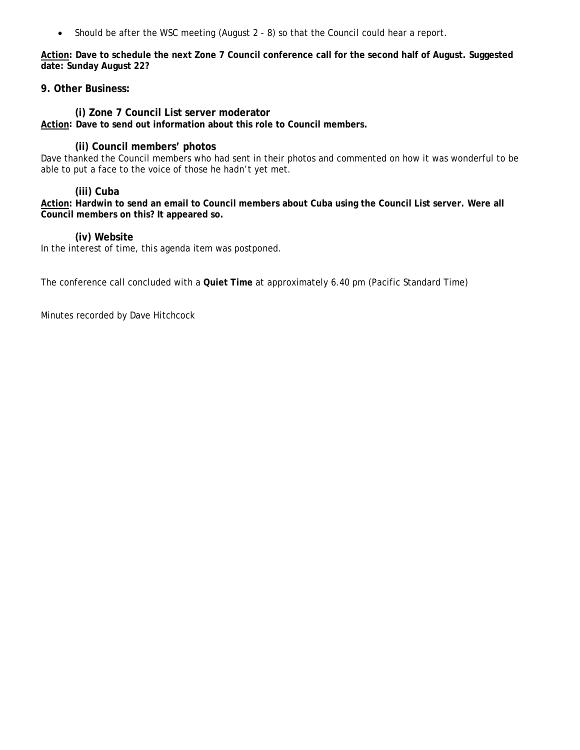- Should be after the WSC meeting (August 2 - 8) so that the Council could hear a report.

**<u>Action</u>: Dave to schedule the next Zone 7 Council conference call for the second half of August. Suggested date: Sunday August 22?**

### 9. Other Business:

#### (i) Zone 7 Council List server moderator

**<u>Action</u>: Dave to send out information about this role to Council members.**

#### (ii) Council members' photos

Dave thanked the Council members who had sent in their photos and commented on how it was wonderful to be able to put a face to the voice of those he hadn't yet met.

#### (iii) Cuba

**<u>Action</u>: Hardwin to send an email to Council members about Cuba using the Council List server. Were all Council members on this? It appeared so.**

#### (iv) Website

In the interest of time, this agenda item was postponed.

The conference call concluded with a **Quiet Time** at approximately 6.40 pm (Pacific Standard Time)

Minutes recorded by Dave Hitchcock